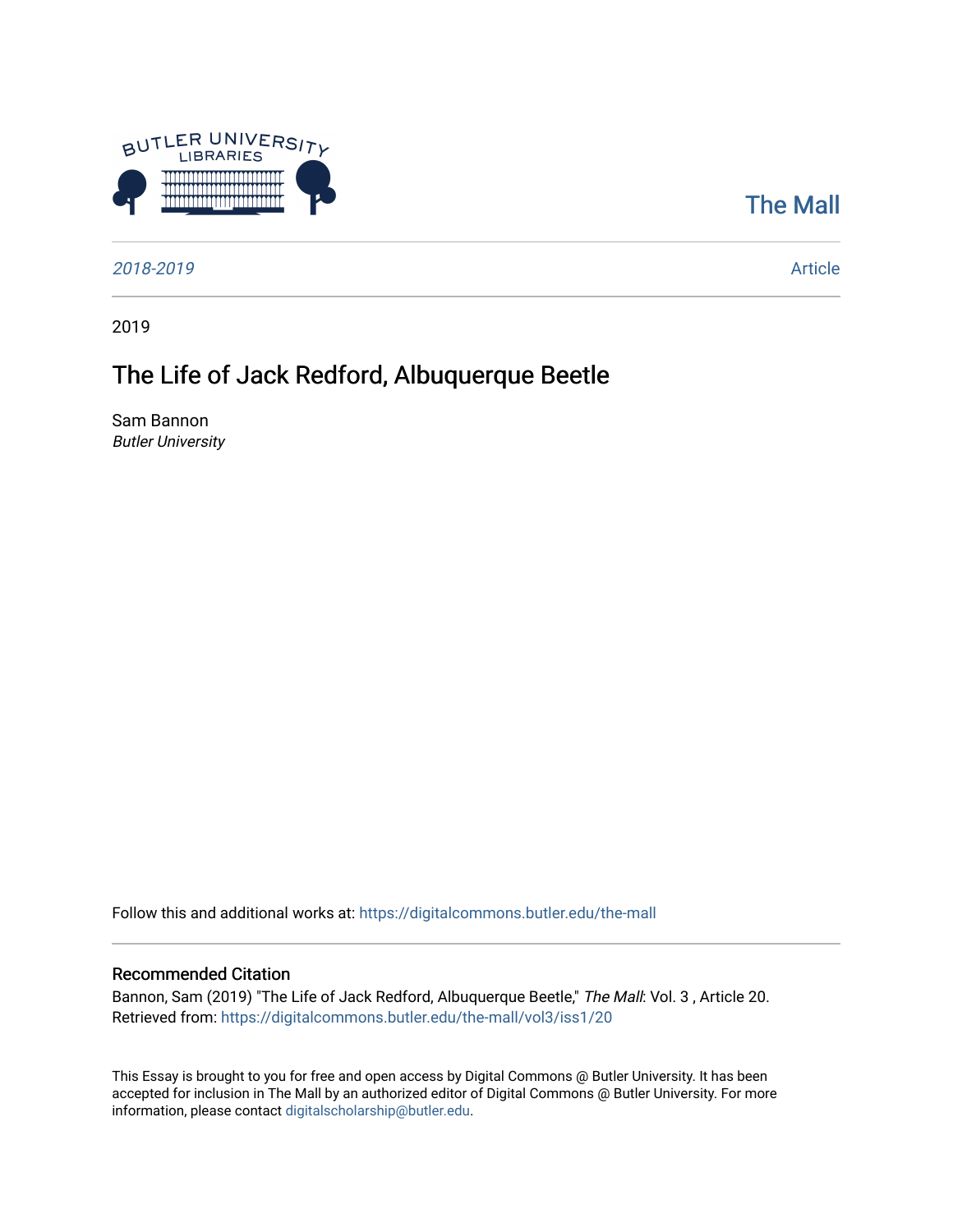Butler University Libraries

The Mall

*2018-2019*

Article

2019

# The Life of Jack Redford, Albuquerque Beetle

Sam Bannon
*Butler University*

Follow this and additional works at: https://digitalcommons.butler.edu/the-mall

## Recommended Citation

Bannon, Sam (2019) "The Life of Jack Redford, Albuquerque Beetle," *The Mall*: Vol. 3 , Article 20.
Retrieved from: https://digitalcommons.butler.edu/the-mall/vol3/iss1/20

This Essay is brought to you for free and open access by Digital Commons @ Butler University. It has been accepted for inclusion in The Mall by an authorized editor of Digital Commons @ Butler University. For more information, please contact digitalscholarship@butler.edu.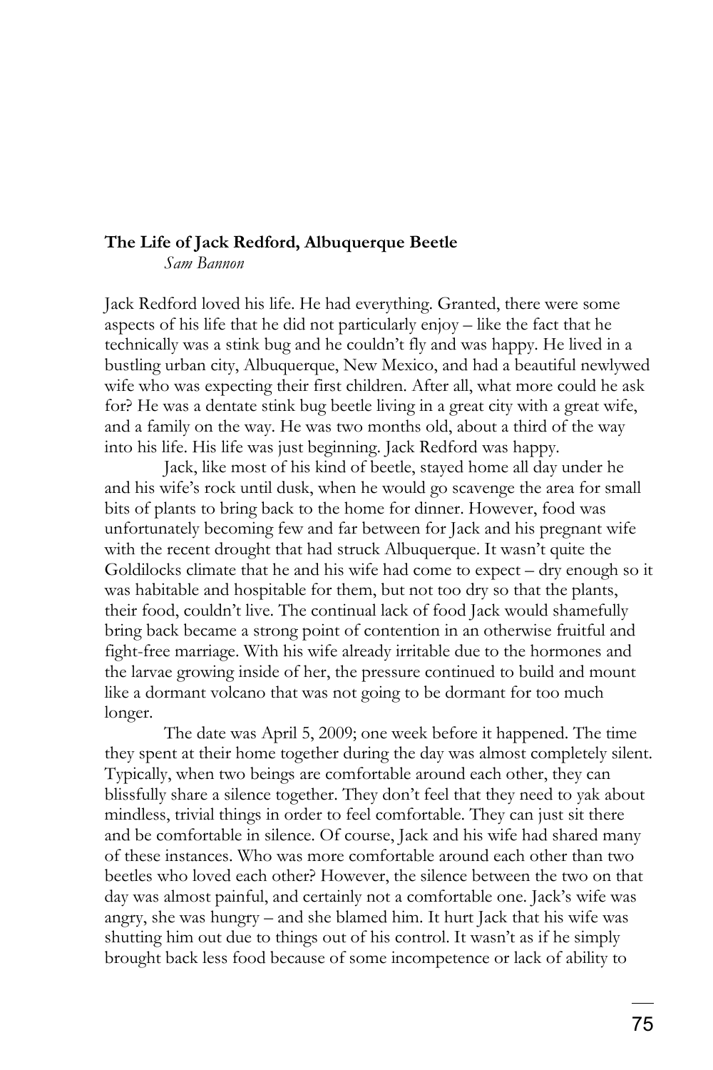**The Life of Jack Redford, Albuquerque Beetle**

*Sam Bannon*

Jack Redford loved his life. He had everything. Granted, there were some aspects of his life that he did not particularly enjoy – like the fact that he technically was a stink bug and he couldn't fly and was happy. He lived in a bustling urban city, Albuquerque, New Mexico, and had a beautiful newlywed wife who was expecting their first children. After all, what more could he ask for? He was a dentate stink bug beetle living in a great city with a great wife, and a family on the way. He was two months old, about a third of the way into his life. His life was just beginning. Jack Redford was happy.

Jack, like most of his kind of beetle, stayed home all day under he and his wife's rock until dusk, when he would go scavenge the area for small bits of plants to bring back to the home for dinner. However, food was unfortunately becoming few and far between for Jack and his pregnant wife with the recent drought that had struck Albuquerque. It wasn't quite the Goldilocks climate that he and his wife had come to expect – dry enough so it was habitable and hospitable for them, but not too dry so that the plants, their food, couldn't live. The continual lack of food Jack would shamefully bring back became a strong point of contention in an otherwise fruitful and fight-free marriage. With his wife already irritable due to the hormones and the larvae growing inside of her, the pressure continued to build and mount like a dormant volcano that was not going to be dormant for too much longer.

The date was April 5, 2009; one week before it happened. The time they spent at their home together during the day was almost completely silent. Typically, when two beings are comfortable around each other, they can blissfully share a silence together. They don't feel that they need to yak about mindless, trivial things in order to feel comfortable. They can just sit there and be comfortable in silence. Of course, Jack and his wife had shared many of these instances. Who was more comfortable around each other than two beetles who loved each other? However, the silence between the two on that day was almost painful, and certainly not a comfortable one. Jack's wife was angry, she was hungry – and she blamed him. It hurt Jack that his wife was shutting him out due to things out of his control. It wasn't as if he simply brought back less food because of some incompetence or lack of ability to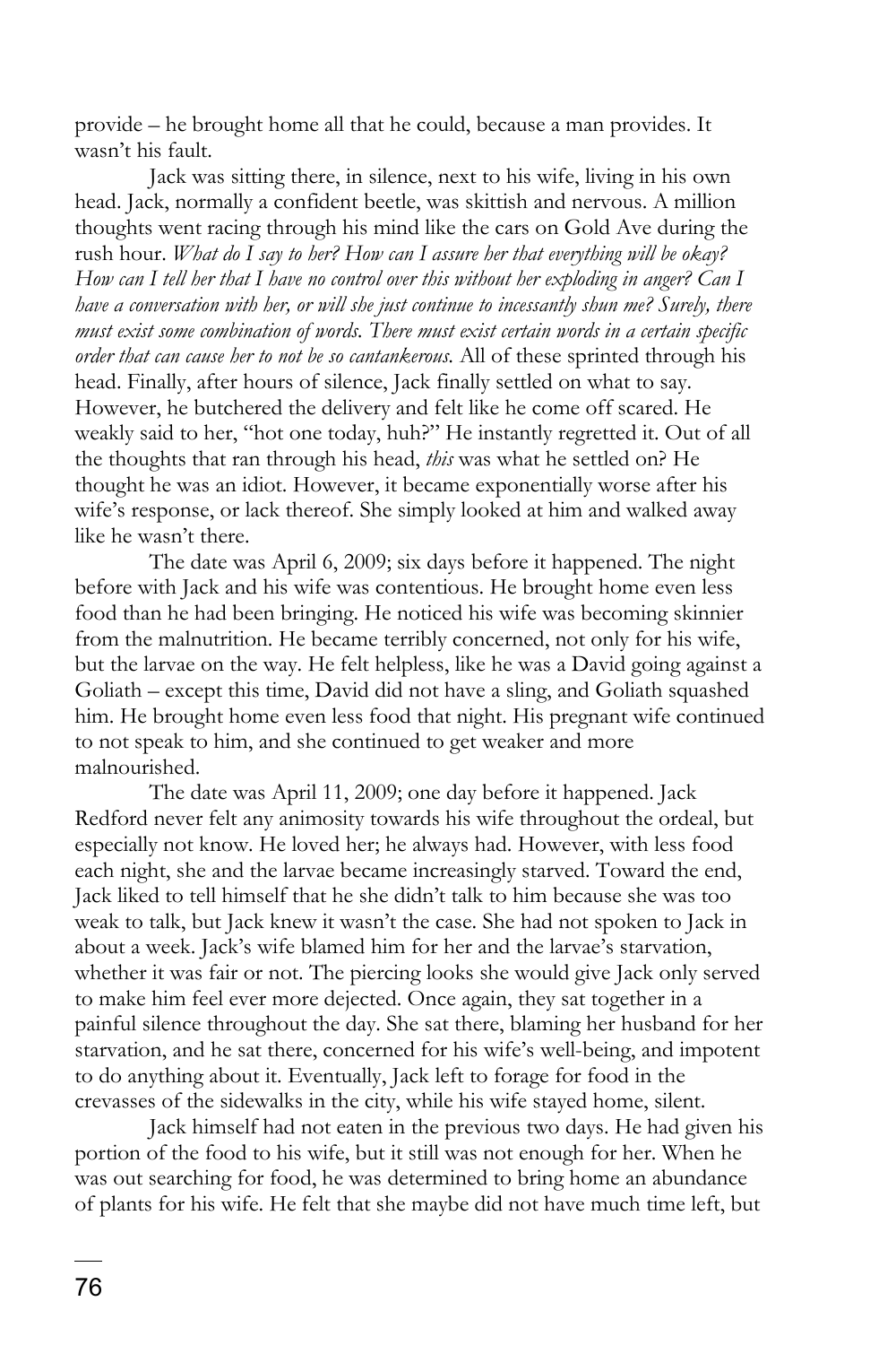provide – he brought home all that he could, because a man provides. It wasn't his fault.

Jack was sitting there, in silence, next to his wife, living in his own head. Jack, normally a confident beetle, was skittish and nervous. A million thoughts went racing through his mind like the cars on Gold Ave during the rush hour. *What do I say to her? How can I assure her that everything will be okay? How can I tell her that I have no control over this without her exploding in anger? Can I have a conversation with her, or will she just continue to incessantly shun me? Surely, there must exist some combination of words. There must exist certain words in a certain specific order that can cause her to not be so cantankerous.* All of these sprinted through his head. Finally, after hours of silence, Jack finally settled on what to say. However, he butchered the delivery and felt like he come off scared. He weakly said to her, "hot one today, huh?" He instantly regretted it. Out of all the thoughts that ran through his head, *this* was what he settled on? He thought he was an idiot. However, it became exponentially worse after his wife's response, or lack thereof. She simply looked at him and walked away like he wasn't there.

The date was April 6, 2009; six days before it happened. The night before with Jack and his wife was contentious. He brought home even less food than he had been bringing. He noticed his wife was becoming skinnier from the malnutrition. He became terribly concerned, not only for his wife, but the larvae on the way. He felt helpless, like he was a David going against a Goliath – except this time, David did not have a sling, and Goliath squashed him. He brought home even less food that night. His pregnant wife continued to not speak to him, and she continued to get weaker and more malnourished.

The date was April 11, 2009; one day before it happened. Jack Redford never felt any animosity towards his wife throughout the ordeal, but especially not know. He loved her; he always had. However, with less food each night, she and the larvae became increasingly starved. Toward the end, Jack liked to tell himself that he she didn't talk to him because she was too weak to talk, but Jack knew it wasn't the case. She had not spoken to Jack in about a week. Jack's wife blamed him for her and the larvae's starvation, whether it was fair or not. The piercing looks she would give Jack only served to make him feel ever more dejected. Once again, they sat together in a painful silence throughout the day. She sat there, blaming her husband for her starvation, and he sat there, concerned for his wife's well-being, and impotent to do anything about it. Eventually, Jack left to forage for food in the crevasses of the sidewalks in the city, while his wife stayed home, silent.

Jack himself had not eaten in the previous two days. He had given his portion of the food to his wife, but it still was not enough for her. When he was out searching for food, he was determined to bring home an abundance of plants for his wife. He felt that she maybe did not have much time left, but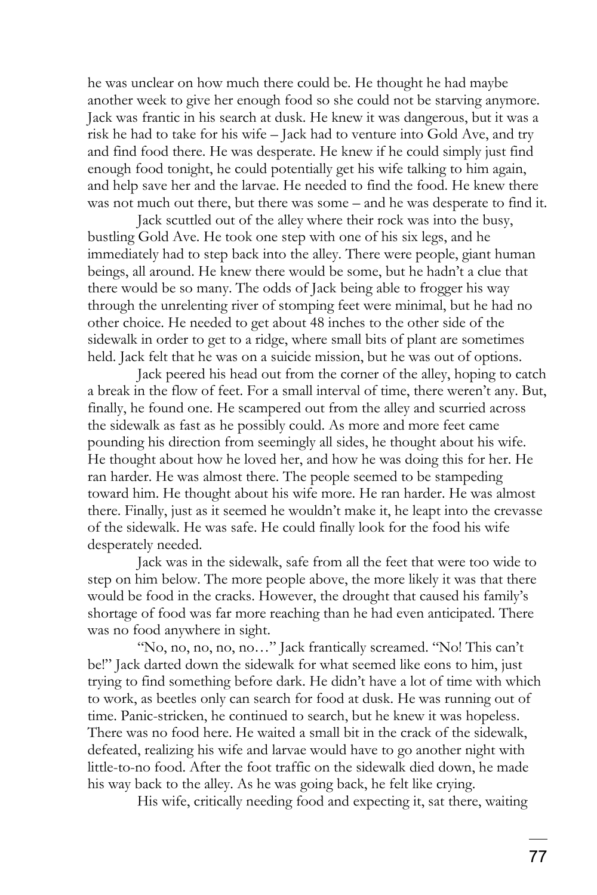he was unclear on how much there could be. He thought he had maybe another week to give her enough food so she could not be starving anymore. Jack was frantic in his search at dusk. He knew it was dangerous, but it was a risk he had to take for his wife – Jack had to venture into Gold Ave, and try and find food there. He was desperate. He knew if he could simply just find enough food tonight, he could potentially get his wife talking to him again, and help save her and the larvae. He needed to find the food. He knew there was not much out there, but there was some – and he was desperate to find it.

Jack scuttled out of the alley where their rock was into the busy, bustling Gold Ave. He took one step with one of his six legs, and he immediately had to step back into the alley. There were people, giant human beings, all around. He knew there would be some, but he hadn't a clue that there would be so many. The odds of Jack being able to frogger his way through the unrelenting river of stomping feet were minimal, but he had no other choice. He needed to get about 48 inches to the other side of the sidewalk in order to get to a ridge, where small bits of plant are sometimes held. Jack felt that he was on a suicide mission, but he was out of options.

Jack peered his head out from the corner of the alley, hoping to catch a break in the flow of feet. For a small interval of time, there weren't any. But, finally, he found one. He scampered out from the alley and scurried across the sidewalk as fast as he possibly could. As more and more feet came pounding his direction from seemingly all sides, he thought about his wife. He thought about how he loved her, and how he was doing this for her. He ran harder. He was almost there. The people seemed to be stampeding toward him. He thought about his wife more. He ran harder. He was almost there. Finally, just as it seemed he wouldn't make it, he leapt into the crevasse of the sidewalk. He was safe. He could finally look for the food his wife desperately needed.

Jack was in the sidewalk, safe from all the feet that were too wide to step on him below. The more people above, the more likely it was that there would be food in the cracks. However, the drought that caused his family's shortage of food was far more reaching than he had even anticipated. There was no food anywhere in sight.

"No, no, no, no, no…" Jack frantically screamed. "No! This can't be!" Jack darted down the sidewalk for what seemed like eons to him, just trying to find something before dark. He didn't have a lot of time with which to work, as beetles only can search for food at dusk. He was running out of time. Panic-stricken, he continued to search, but he knew it was hopeless. There was no food here. He waited a small bit in the crack of the sidewalk, defeated, realizing his wife and larvae would have to go another night with little-to-no food. After the foot traffic on the sidewalk died down, he made his way back to the alley. As he was going back, he felt like crying.

His wife, critically needing food and expecting it, sat there, waiting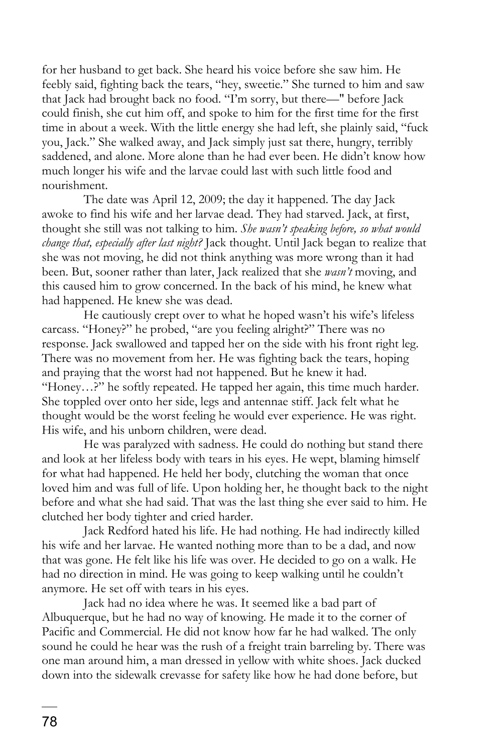for her husband to get back. She heard his voice before she saw him. He feebly said, fighting back the tears, "hey, sweetie." She turned to him and saw that Jack had brought back no food. "I'm sorry, but there—" before Jack could finish, she cut him off, and spoke to him for the first time for the first time in about a week. With the little energy she had left, she plainly said, "fuck you, Jack." She walked away, and Jack simply just sat there, hungry, terribly saddened, and alone. More alone than he had ever been. He didn't know how much longer his wife and the larvae could last with such little food and nourishment.

The date was April 12, 2009; the day it happened. The day Jack awoke to find his wife and her larvae dead. They had starved. Jack, at first, thought she still was not talking to him. *She wasn't speaking before, so what would change that, especially after last night?* Jack thought. Until Jack began to realize that she was not moving, he did not think anything was more wrong than it had been. But, sooner rather than later, Jack realized that she *wasn't* moving, and this caused him to grow concerned. In the back of his mind, he knew what had happened. He knew she was dead.

He cautiously crept over to what he hoped wasn't his wife's lifeless carcass. "Honey?" he probed, "are you feeling alright?" There was no response. Jack swallowed and tapped her on the side with his front right leg. There was no movement from her. He was fighting back the tears, hoping and praying that the worst had not happened. But he knew it had. "Honey…?" he softly repeated. He tapped her again, this time much harder. She toppled over onto her side, legs and antennae stiff. Jack felt what he thought would be the worst feeling he would ever experience. He was right. His wife, and his unborn children, were dead.

He was paralyzed with sadness. He could do nothing but stand there and look at her lifeless body with tears in his eyes. He wept, blaming himself for what had happened. He held her body, clutching the woman that once loved him and was full of life. Upon holding her, he thought back to the night before and what she had said. That was the last thing she ever said to him. He clutched her body tighter and cried harder.

Jack Redford hated his life. He had nothing. He had indirectly killed his wife and her larvae. He wanted nothing more than to be a dad, and now that was gone. He felt like his life was over. He decided to go on a walk. He had no direction in mind. He was going to keep walking until he couldn't anymore. He set off with tears in his eyes.

Jack had no idea where he was. It seemed like a bad part of Albuquerque, but he had no way of knowing. He made it to the corner of Pacific and Commercial. He did not know how far he had walked. The only sound he could he hear was the rush of a freight train barreling by. There was one man around him, a man dressed in yellow with white shoes. Jack ducked down into the sidewalk crevasse for safety like how he had done before, but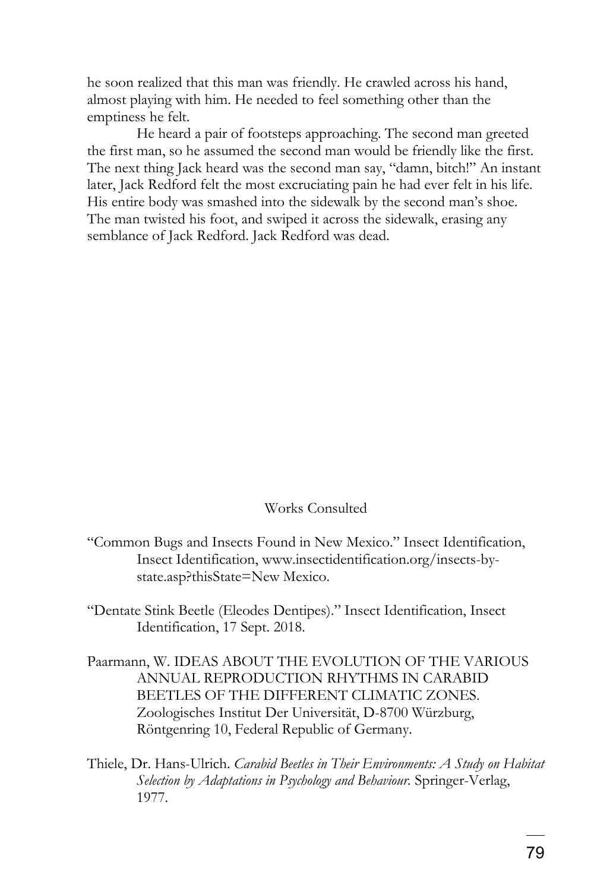he soon realized that this man was friendly. He crawled across his hand, almost playing with him. He needed to feel something other than the emptiness he felt.

He heard a pair of footsteps approaching. The second man greeted the first man, so he assumed the second man would be friendly like the first. The next thing Jack heard was the second man say, "damn, bitch!" An instant later, Jack Redford felt the most excruciating pain he had ever felt in his life. His entire body was smashed into the sidewalk by the second man's shoe. The man twisted his foot, and swiped it across the sidewalk, erasing any semblance of Jack Redford. Jack Redford was dead.

## Works Consulted

"Common Bugs and Insects Found in New Mexico." Insect Identification, Insect Identification, www.insectidentification.org/insects-by-state.asp?thisState=New Mexico.

"Dentate Stink Beetle (Eleodes Dentipes)." Insect Identification, Insect Identification, 17 Sept. 2018.

Paarmann, W. IDEAS ABOUT THE EVOLUTION OF THE VARIOUS ANNUAL REPRODUCTION RHYTHMS IN CARABID BEETLES OF THE DIFFERENT CLIMATIC ZONES. Zoologisches Institut Der Universität, D-8700 Würzburg, Röntgenring 10, Federal Republic of Germany.

Thiele, Dr. Hans-Ulrich. *Carabid Beetles in Their Environments: A Study on Habitat Selection by Adaptations in Psychology and Behaviour*. Springer-Verlag, 1977.